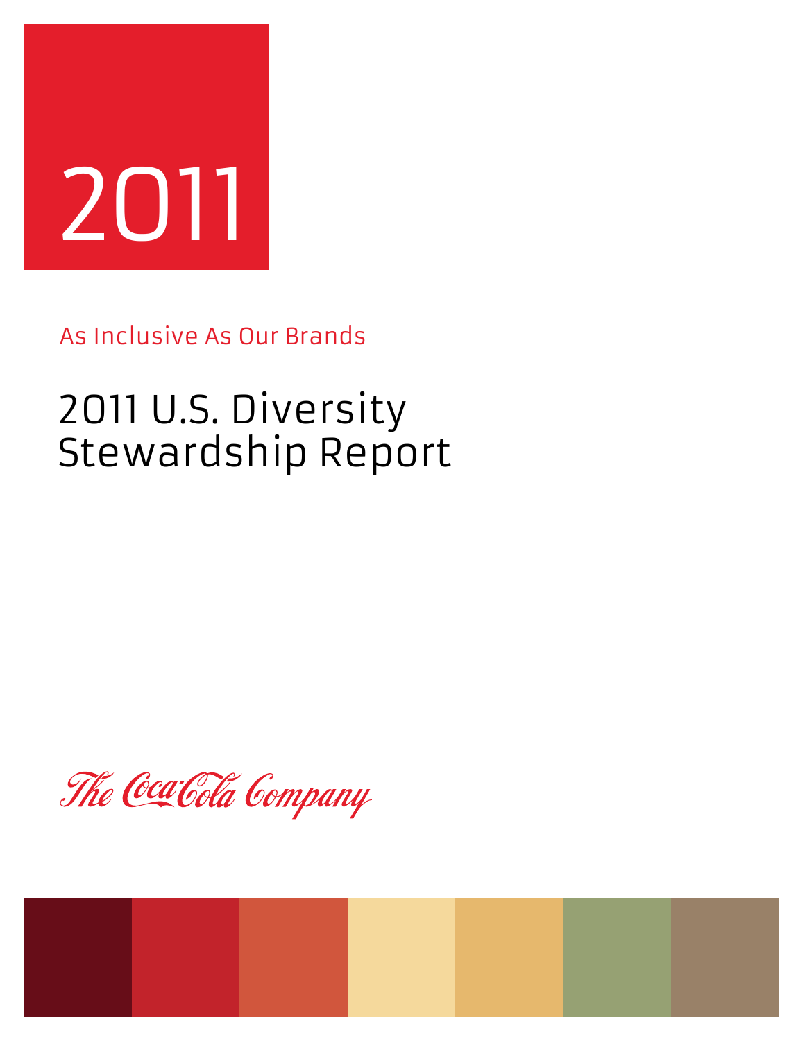2011

As Inclusive As Our Brands

# 2011 U.S. Diversity Stewardship Report

The Coca-Cola Company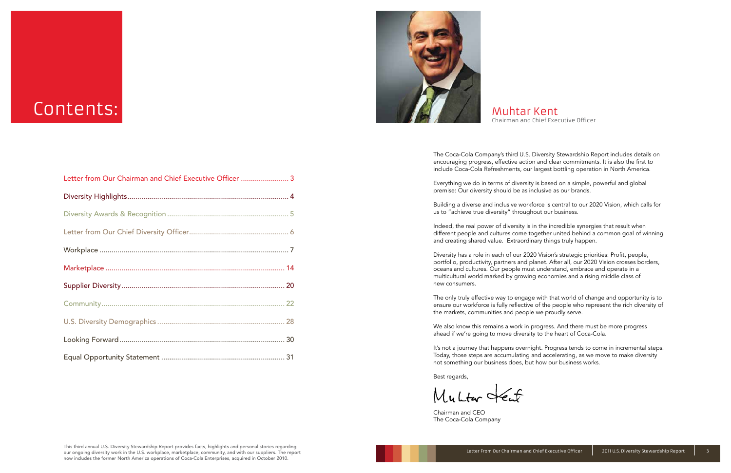# Contents:

| | |
|---|---|
| Letter from Our Chairman and Chief Executive Officer | 3 |
| Diversity Highlights | 4 |
| Diversity Awards & Recognition | 5 |
| Letter from Our Chief Diversity Officer | 6 |
| Workplace | 7 |
| Marketplace | 14 |
| Supplier Diversity | 20 |
| Community | 22 |
| U.S. Diversity Demographics | 28 |
| Looking Forward | 30 |
| Equal Opportunity Statement | 31 |

This third annual U.S. Diversity Stewardship Report provides facts, highlights and personal stories regarding our ongoing diversity work in the U.S. workplace, marketplace, community, and with our suppliers. The report now includes the former North America operations of Coca-Cola Enterprises, acquired in October 2010.

## Muhtar Kent

Chairman and Chief Executive Officer

The Coca-Cola Company's third U.S. Diversity Stewardship Report includes details on encouraging progress, effective action and clear commitments. It is also the first to include Coca-Cola Refreshments, our largest bottling operation in North America.

Everything we do in terms of diversity is based on a simple, powerful and global premise: Our diversity should be as inclusive as our brands.

Building a diverse and inclusive workforce is central to our 2020 Vision, which calls for us to "achieve true diversity" throughout our business.

Indeed, the real power of diversity is in the incredible synergies that result when different people and cultures come together united behind a common goal of winning and creating shared value. Extraordinary things truly happen.

Diversity has a role in each of our 2020 Vision's strategic priorities: Profit, people, portfolio, productivity, partners and planet. After all, our 2020 Vision crosses borders, oceans and cultures. Our people must understand, embrace and operate in a multicultural world marked by growing economies and a rising middle class of new consumers.

The only truly effective way to engage with that world of change and opportunity is to ensure our workforce is fully reflective of the people who represent the rich diversity of the markets, communities and people we proudly serve.

We also know this remains a work in progress. And there must be more progress ahead if we're going to move diversity to the heart of Coca-Cola.

It's not a journey that happens overnight. Progress tends to come in incremental steps. Today, those steps are accumulating and accelerating, as we move to make diversity not something our business does, but how our business works.

Best regards,

Muhtar Kent

Chairman and CEO
The Coca-Cola Company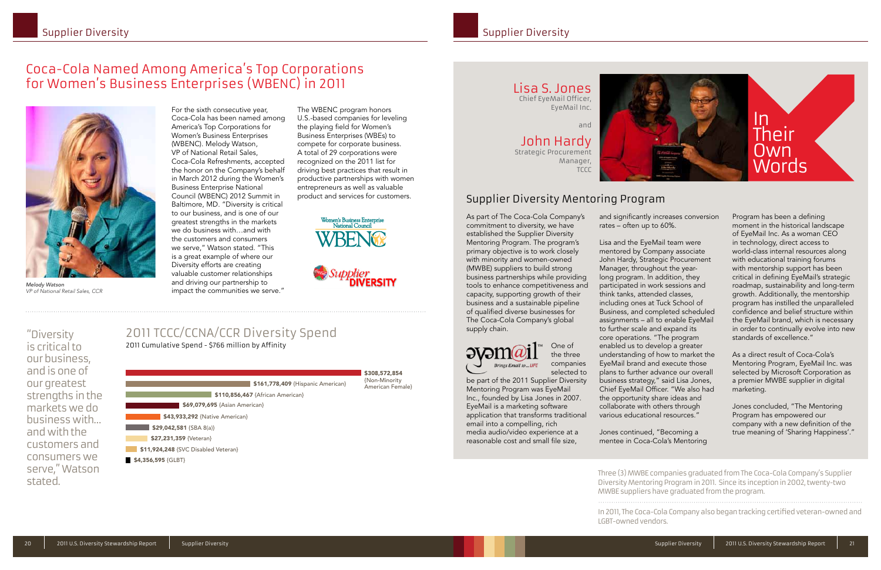# Coca-Cola Named Among America's Top Corporations for Women's Business Enterprises (WBENC) in 2011

*Melody Watson*
*VP of National Retail Sales, CCR*

For the sixth consecutive year, Coca-Cola has been named among America's Top Corporations for Women's Business Enterprises (WBENC). Melody Watson, VP of National Retail Sales, Coca-Cola Refreshments, accepted the honor on the Company's behalf in March 2012 during the Women's Business Enterprise National Council (WBENC) 2012 Summit in Baltimore, MD. "Diversity is critical to our business, and is one of our greatest strengths in the markets we do business with…and with the customers and consumers we serve," Watson stated. "This is a great example of where our Diversity efforts are creating valuable customer relationships and driving our partnership to impact the communities we serve."

The WBENC program honors U.S.-based companies for leveling the playing field for Women's Business Enterprises (WBEs) to compete for corporate business. A total of 29 corporations were recognized on the 2011 list for driving best practices that result in productive partnerships with women entrepreneurs as well as valuable product and services for customers.

Women's Business Enterprise National Council WBENC

Supplier DIVERSITY

"Diversity is critical to our business, and is one of our greatest strengths in the markets we do business with… and with the customers and consumers we serve," Watson stated.

## 2011 TCCC/CCNA/CCR Diversity Spend

2011 Cumulative Spend - $766 million by Affinity

$308,572,854 (Non-Minority American Female)
$161,778,409 (Hispanic American)
$110,856,467 (African American)
$69,079,695 (Asian American)
$43,933,292 (Native American)
$29,042,581 (SBA 8(a))
$27,231,359 (Veteran)
$11,924,248 (SVC Disabled Veteran)
$4,356,595 (GLBT)

# In Their Own Words

**Lisa S. Jones**
Chief EyeMail Officer, EyeMail Inc.

and

**John Hardy**
Strategic Procurement Manager, TCCC

## Supplier Diversity Mentoring Program

As part of The Coca-Cola Company's commitment to diversity, we have established the Supplier Diversity Mentoring Program. The program's primary objective is to work closely with minority and women-owned (MWBE) suppliers to build strong business partnerships while providing tools to enhance competitiveness and capacity, supporting growth of their business and a sustainable pipeline of qualified diverse businesses for The Coca-Cola Company's global supply chain.

eyemail™ Brings Email to...LIFE

One of the three companies selected to be part of the 2011 Supplier Diversity Mentoring Program was EyeMail Inc., founded by Lisa Jones in 2007. EyeMail is a marketing software application that transforms traditional email into a compelling, rich media audio/video experience at a reasonable cost and small file size, and significantly increases conversion rates – often up to 60%.

Lisa and the EyeMail team were mentored by Company associate John Hardy, Strategic Procurement Manager, throughout the year-long program. In addition, they participated in work sessions and think tanks, attended classes, including ones at Tuck School of Business, and completed scheduled assignments – all to enable EyeMail to further scale and expand its core operations. "The program enabled us to develop a greater understanding of how to market the EyeMail brand and execute those plans to further advance our overall business strategy," said Lisa Jones, Chief EyeMail Officer. "We also had the opportunity share ideas and collaborate with others through various educational resources."

Jones continued, "Becoming a mentee in Coca-Cola's Mentoring Program has been a defining moment in the historical landscape of EyeMail Inc. As a woman CEO in technology, direct access to world-class internal resources along with educational training forums with mentorship support has been critical in defining EyeMail's strategic roadmap, sustainability and long-term growth. Additionally, the mentorship program has instilled the unparalleled confidence and belief structure within the EyeMail brand, which is necessary in order to continually evolve into new standards of excellence."

As a direct result of Coca-Cola's Mentoring Program, EyeMail Inc. was selected by Microsoft Corporation as a premier MWBE supplier in digital marketing.

Jones concluded, "The Mentoring Program has empowered our company with a new definition of the true meaning of 'Sharing Happiness'."

Three (3) MWBE companies graduated from The Coca-Cola Company's Supplier Diversity Mentoring Program in 2011. Since its inception in 2002, twenty-two MWBE suppliers have graduated from the program.

In 2011, The Coca-Cola Company also began tracking certified veteran-owned and LGBT-owned vendors.